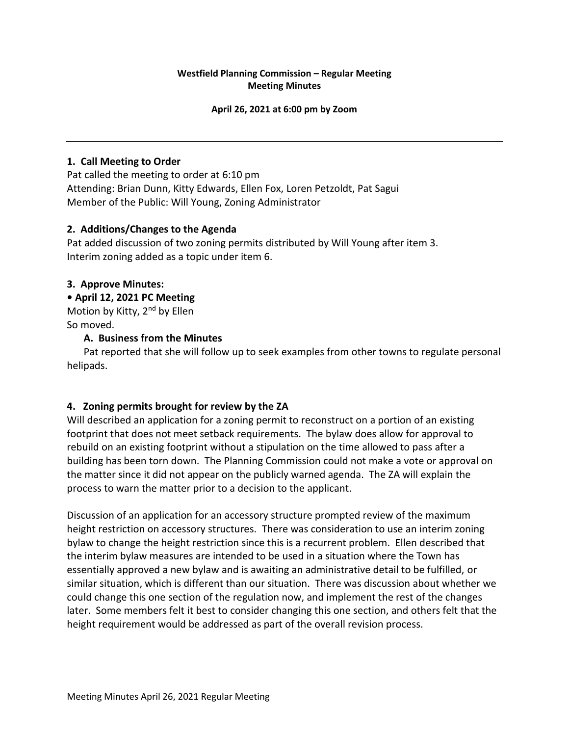**Westfield Planning Commission – Regular Meeting**
**Meeting Minutes**

**April 26, 2021 at 6:00 pm by Zoom**

---

## 1. Call Meeting to Order

Pat called the meeting to order at 6:10 pm
Attending: Brian Dunn, Kitty Edwards, Ellen Fox, Loren Petzoldt, Pat Sagui
Member of the Public: Will Young, Zoning Administrator

## 2. Additions/Changes to the Agenda

Pat added discussion of two zoning permits distributed by Will Young after item 3.
Interim zoning added as a topic under item 6.

## 3. Approve Minutes:

**• April 12, 2021 PC Meeting**

Motion by Kitty, 2nd by Ellen
So moved.

### A. Business from the Minutes

Pat reported that she will follow up to seek examples from other towns to regulate personal helipads.

## 4. Zoning permits brought for review by the ZA

Will described an application for a zoning permit to reconstruct on a portion of an existing footprint that does not meet setback requirements. The bylaw does allow for approval to rebuild on an existing footprint without a stipulation on the time allowed to pass after a building has been torn down. The Planning Commission could not make a vote or approval on the matter since it did not appear on the publicly warned agenda. The ZA will explain the process to warn the matter prior to a decision to the applicant.

Discussion of an application for an accessory structure prompted review of the maximum height restriction on accessory structures. There was consideration to use an interim zoning bylaw to change the height restriction since this is a recurrent problem. Ellen described that the interim bylaw measures are intended to be used in a situation where the Town has essentially approved a new bylaw and is awaiting an administrative detail to be fulfilled, or similar situation, which is different than our situation. There was discussion about whether we could change this one section of the regulation now, and implement the rest of the changes later. Some members felt it best to consider changing this one section, and others felt that the height requirement would be addressed as part of the overall revision process.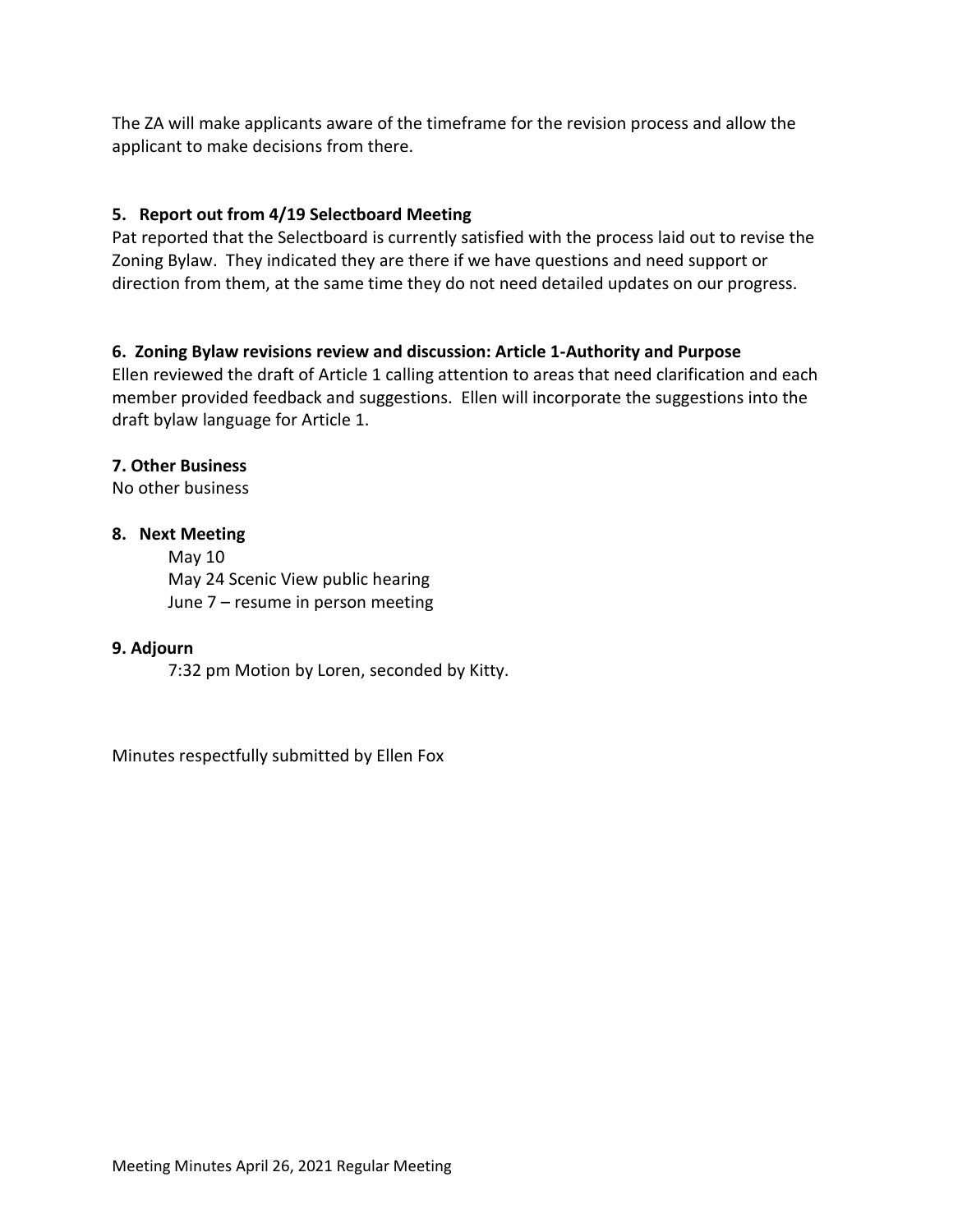The ZA will make applicants aware of the timeframe for the revision process and allow the applicant to make decisions from there.

**5. Report out from 4/19 Selectboard Meeting**

Pat reported that the Selectboard is currently satisfied with the process laid out to revise the Zoning Bylaw. They indicated they are there if we have questions and need support or direction from them, at the same time they do not need detailed updates on our progress.

**6. Zoning Bylaw revisions review and discussion: Article 1-Authority and Purpose**

Ellen reviewed the draft of Article 1 calling attention to areas that need clarification and each member provided feedback and suggestions. Ellen will incorporate the suggestions into the draft bylaw language for Article 1.

**7. Other Business**

No other business

**8. Next Meeting**

May 10
May 24 Scenic View public hearing
June 7 – resume in person meeting

**9. Adjourn**

7:32 pm Motion by Loren, seconded by Kitty.

Minutes respectfully submitted by Ellen Fox